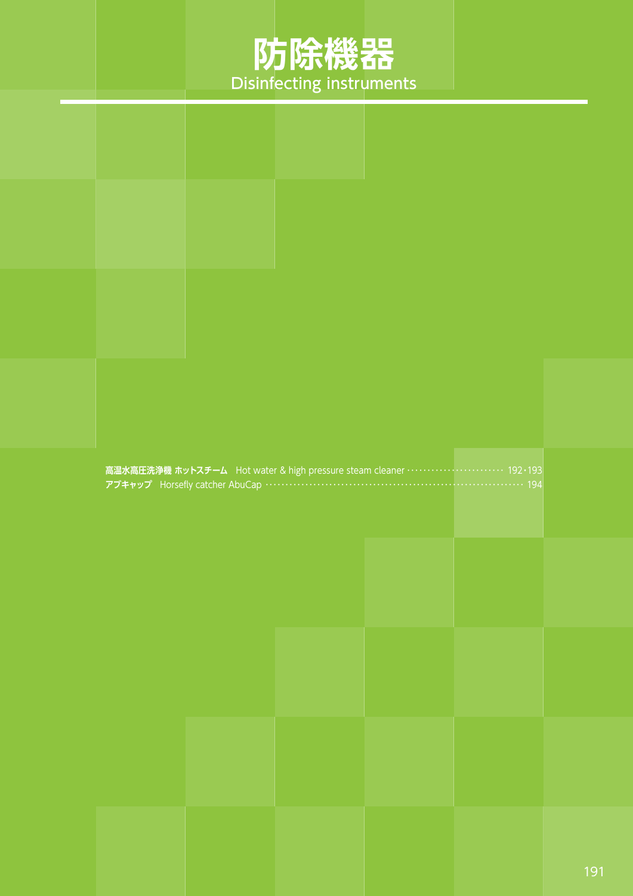# 防除機器
## Disinfecting instruments

高温水高圧洗浄機 ホットスチーム　Hot water & high pressure steam cleaner ························ 192･193
アブキャップ　Horsefly catcher AbuCap ···························································· 194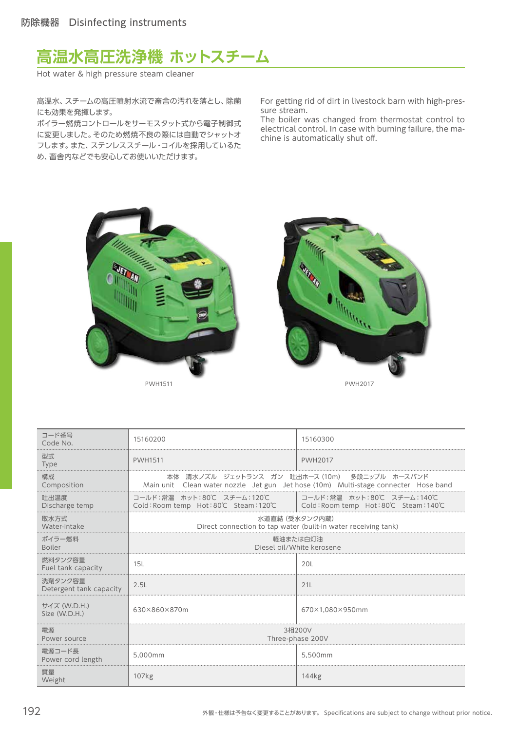防除機器　Disinfecting instruments

# 高温水高圧洗浄機 ホットスチーム

Hot water & high pressure steam cleaner

高温水、スチームの高圧噴射水流で畜舎の汚れを落とし、除菌にも効果を発揮します。
ボイラー燃焼コントロールをサーモスタット式から電子制御式に変更しました。そのため燃焼不良の際には自動でシャットオフします。また、ステンレススチール・コイルを採用しているため、畜舎内などでも安心してお使いいただけます。

For getting rid of dirt in livestock barn with high-pressure stream.
The boiler was changed from thermostat control to electrical control. In case with burning failure, the machine is automatically shut off.

PWH1511

PWH2017

| コード番号 Code No. | 15160200 | 15160300 |
|---|---|---|
| 型式 Type | PWH1511 | PWH2017 |
| 構成 Composition | 本体　清水ノズル　ジェットランス　ガン　吐出ホース (10m)　多段ニップル　ホースバンド Main unit　Clean water nozzle　Jet gun　Jet hose (10m)　Multi-stage connecter　Hose band | |
| 吐出温度 Discharge temp | コールド：常温　ホット：80℃　スチーム：120℃ Cold：Room temp　Hot：80℃　Steam：120℃ | コールド：常温　ホット：80℃　スチーム：140℃ Cold：Room temp　Hot：80℃　Steam：140℃ |
| 取水方式 Water-intake | 水道直結（受水タンク内蔵） Direct connection to tap water (built-in water receiving tank) | |
| ボイラー燃料 Boiler | 軽油または白灯油 Diesel oil/White kerosene | |
| 燃料タンク容量 Fuel tank capacity | 15L | 20L |
| 洗剤タンク容量 Detergent tank capacity | 2.5L | 21L |
| サイズ (W.D.H.) Size (W.D.H.) | 630×860×870m | 670×1,080×950mm |
| 電源 Power source | 3相200V Three-phase 200V | |
| 電源コード長 Power cord length | 5,000mm | 5,500mm |
| 質量 Weight | 107kg | 144kg |

外観・仕様は予告なく変更することがあります。 Specifications are subject to change without prior notice.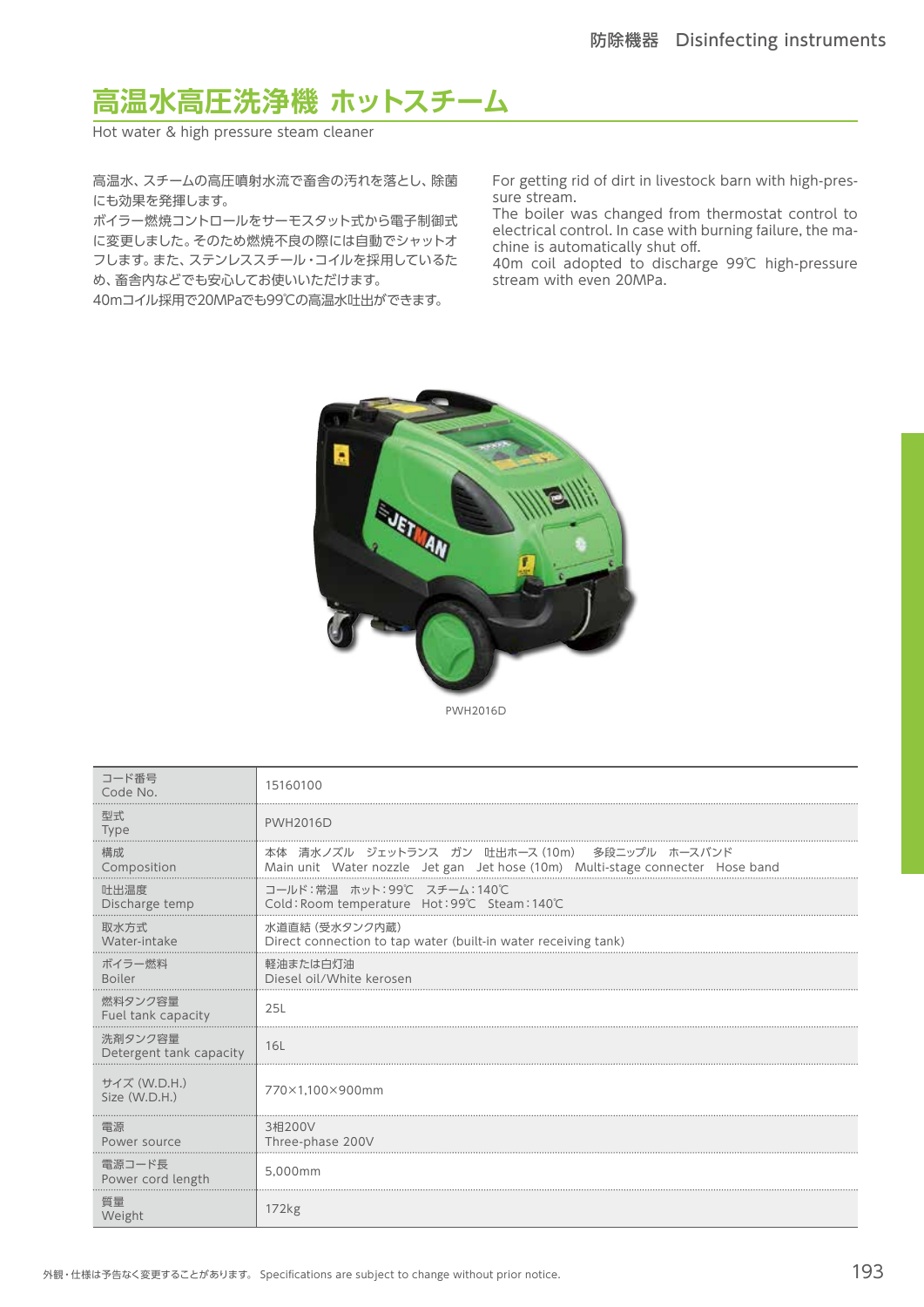# 高温水高圧洗浄機 ホットスチーム

Hot water & high pressure steam cleaner

高温水、スチームの高圧噴射水流で畜舎の汚れを落とし、除菌にも効果を発揮します。
ボイラー燃焼コントロールをサーモスタット式から電子制御式に変更しました。そのため燃焼不良の際には自動でシャットオフします。また、ステンレススチール・コイルを採用しているため、畜舎内などでも安心してお使いいただけます。
40mコイル採用で20MPaでも99℃の高温水吐出ができます。

For getting rid of dirt in livestock barn with high-pressure stream.
The boiler was changed from thermostat control to electrical control. In case with burning failure, the machine is automatically shut off.
40m coil adopted to discharge 99℃ high-pressure stream with even 20MPa.

PWH2016D

| | |
|---|---|
| コード番号 Code No. | 15160100 |
| 型式 Type | PWH2016D |
| 構成 Composition | 本体　清水ノズル　ジェットランス　ガン　吐出ホース（10m）　多段ニップル　ホースバンド<br>Main unit　Water nozzle　Jet gan　Jet hose (10m)　Multi-stage connecter　Hose band |
| 吐出温度 Discharge temp | コールド：常温　ホット：99℃　スチーム：140℃<br>Cold: Room temperature　Hot: 99℃　Steam: 140℃ |
| 取水方式 Water-intake | 水道直結（受水タンク内蔵）<br>Direct connection to tap water (built-in water receiving tank) |
| ボイラー燃料 Boiler | 軽油または白灯油<br>Diesel oil/White kerosen |
| 燃料タンク容量 Fuel tank capacity | 25L |
| 洗剤タンク容量 Detergent tank capacity | 16L |
| サイズ (W.D.H.) Size (W.D.H.) | 770×1,100×900mm |
| 電源 Power source | 3相200V<br>Three-phase 200V |
| 電源コード長 Power cord length | 5,000mm |
| 質量 Weight | 172kg |

外観・仕様は予告なく変更することがあります。 Specifications are subject to change without prior notice.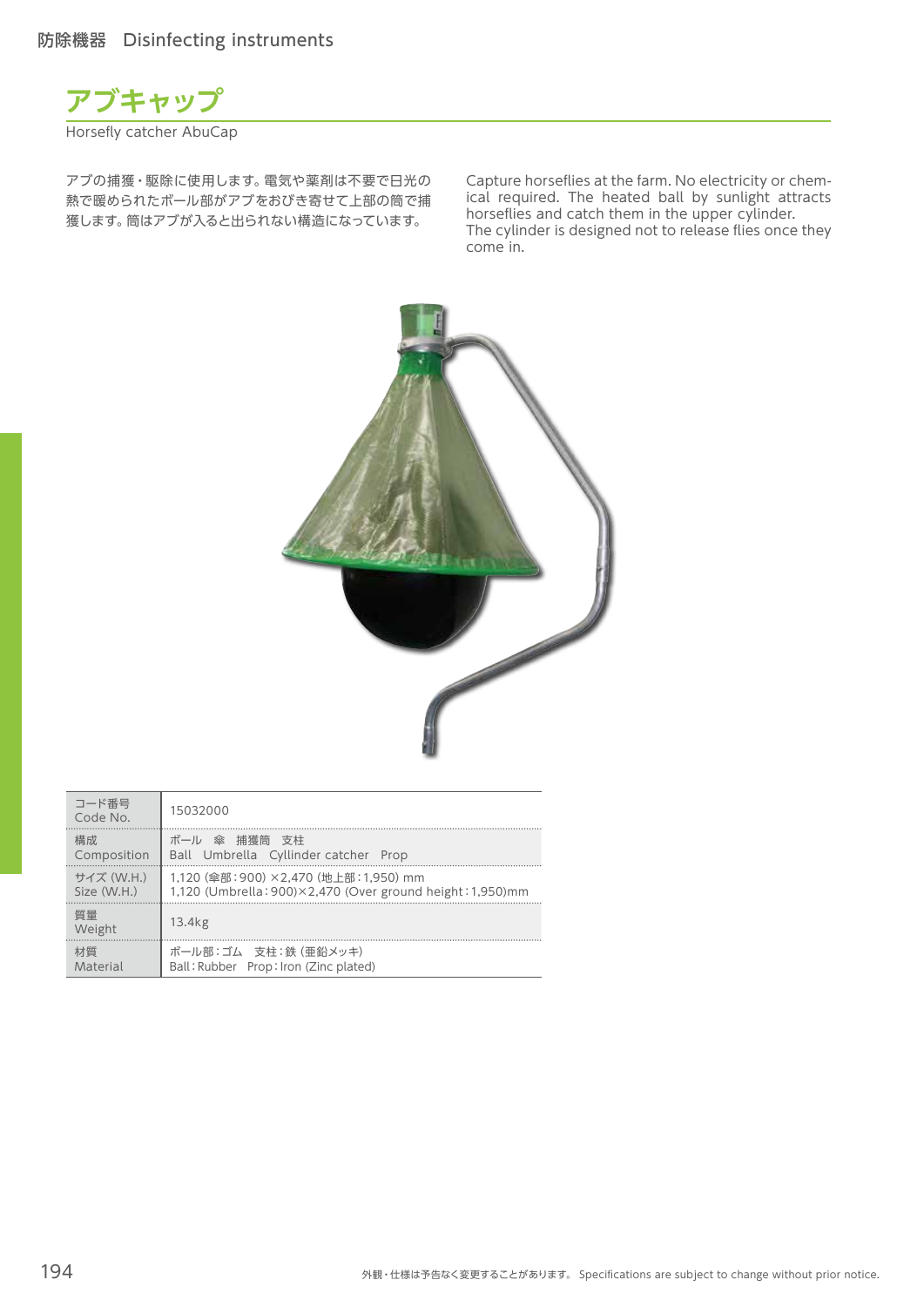# アブキャップ

Horsefly catcher AbuCap

アブの捕獲・駆除に使用します。電気や薬剤は不要で日光の熱で暖められたボール部がアブをおびき寄せて上部の筒で捕獲します。筒はアブが入ると出られない構造になっています。

Capture horseflies at the farm. No electricity or chemical required. The heated ball by sunlight attracts horseflies and catch them in the upper cylinder. The cylinder is designed not to release flies once they come in.

| | |
|---|---|
| コード番号 Code No. | 15032000 |
| 構成 Composition | ボール　傘　捕獲筒　支柱 Ball　Umbrella　Cyllinder catcher　Prop |
| サイズ (W.H.) Size (W.H.) | 1,120 (傘部：900) ×2,470 (地上部：1,950) mm 1,120 (Umbrella：900)×2,470 (Over ground height：1,950)mm |
| 質量 Weight | 13.4kg |
| 材質 Material | ボール部：ゴム　支柱：鉄 (亜鉛メッキ) Ball：Rubber　Prop：Iron (Zinc plated) |

外観・仕様は予告なく変更することがあります。 Specifications are subject to change without prior notice.